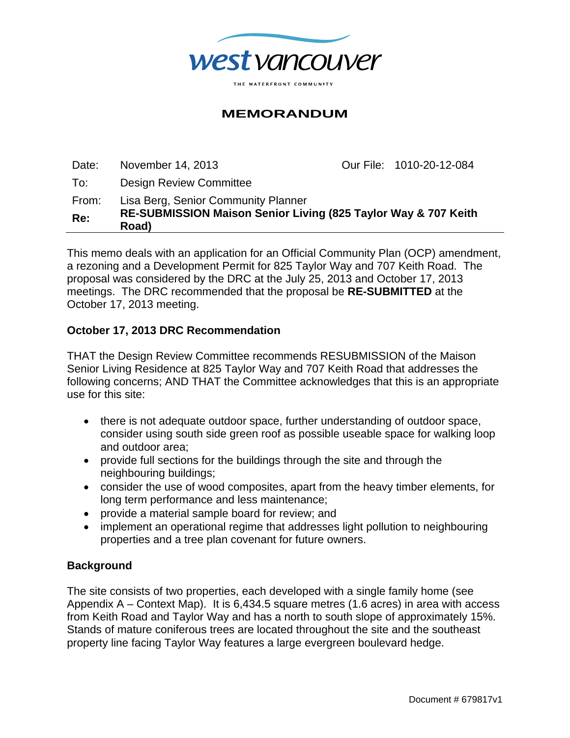west vancouver

THE WATERFRONT COMMUNITY

# MEMORANDUM

| | | | |
|---|---|---|---|
| Date: | November 14, 2013 | Our File: | 1010-20-12-084 |
| To: | Design Review Committee | | |
| From: | Lisa Berg, Senior Community Planner | | |
| **Re:** | **RE-SUBMISSION Maison Senior Living (825 Taylor Way & 707 Keith Road)** | | |

This memo deals with an application for an Official Community Plan (OCP) amendment, a rezoning and a Development Permit for 825 Taylor Way and 707 Keith Road. The proposal was considered by the DRC at the July 25, 2013 and October 17, 2013 meetings. The DRC recommended that the proposal be **RE-SUBMITTED** at the October 17, 2013 meeting.

## October 17, 2013 DRC Recommendation

THAT the Design Review Committee recommends RESUBMISSION of the Maison Senior Living Residence at 825 Taylor Way and 707 Keith Road that addresses the following concerns; AND THAT the Committee acknowledges that this is an appropriate use for this site:

- there is not adequate outdoor space, further understanding of outdoor space, consider using south side green roof as possible useable space for walking loop and outdoor area;
- provide full sections for the buildings through the site and through the neighbouring buildings;
- consider the use of wood composites, apart from the heavy timber elements, for long term performance and less maintenance;
- provide a material sample board for review; and
- implement an operational regime that addresses light pollution to neighbouring properties and a tree plan covenant for future owners.

## Background

The site consists of two properties, each developed with a single family home (see Appendix A – Context Map). It is 6,434.5 square metres (1.6 acres) in area with access from Keith Road and Taylor Way and has a north to south slope of approximately 15%. Stands of mature coniferous trees are located throughout the site and the southeast property line facing Taylor Way features a large evergreen boulevard hedge.

Document # 679817v1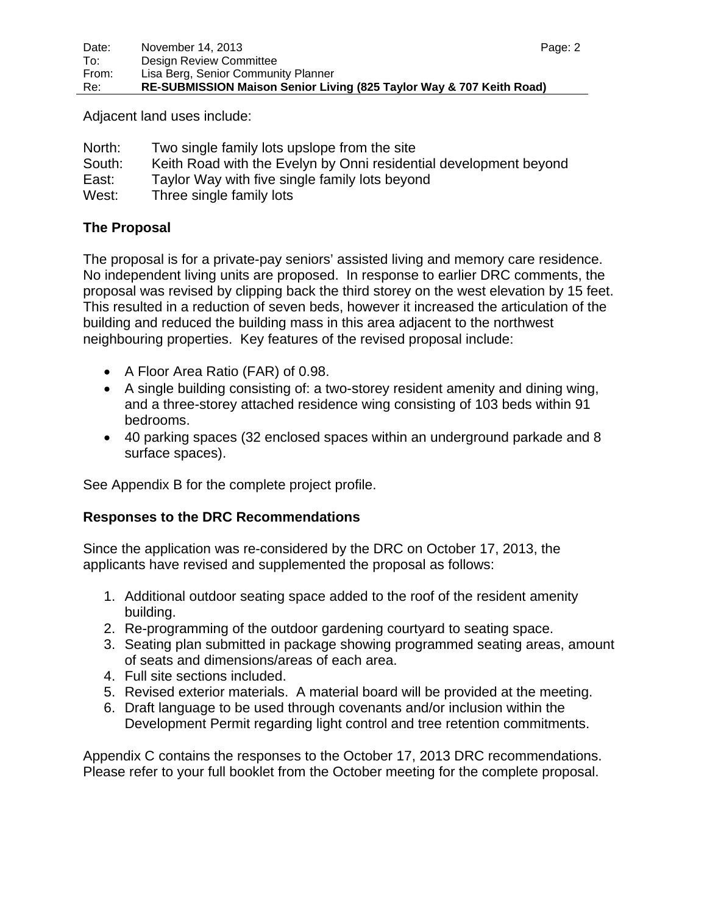Adjacent land uses include:

North: Two single family lots upslope from the site
South: Keith Road with the Evelyn by Onni residential development beyond
East: Taylor Way with five single family lots beyond
West: Three single family lots

**The Proposal**

The proposal is for a private-pay seniors' assisted living and memory care residence. No independent living units are proposed. In response to earlier DRC comments, the proposal was revised by clipping back the third storey on the west elevation by 15 feet. This resulted in a reduction of seven beds, however it increased the articulation of the building and reduced the building mass in this area adjacent to the northwest neighbouring properties. Key features of the revised proposal include:

- A Floor Area Ratio (FAR) of 0.98.
- A single building consisting of: a two-storey resident amenity and dining wing, and a three-storey attached residence wing consisting of 103 beds within 91 bedrooms.
- 40 parking spaces (32 enclosed spaces within an underground parkade and 8 surface spaces).

See Appendix B for the complete project profile.

**Responses to the DRC Recommendations**

Since the application was re-considered by the DRC on October 17, 2013, the applicants have revised and supplemented the proposal as follows:

1. Additional outdoor seating space added to the roof of the resident amenity building.
2. Re-programming of the outdoor gardening courtyard to seating space.
3. Seating plan submitted in package showing programmed seating areas, amount of seats and dimensions/areas of each area.
4. Full site sections included.
5. Revised exterior materials. A material board will be provided at the meeting.
6. Draft language to be used through covenants and/or inclusion within the Development Permit regarding light control and tree retention commitments.

Appendix C contains the responses to the October 17, 2013 DRC recommendations. Please refer to your full booklet from the October meeting for the complete proposal.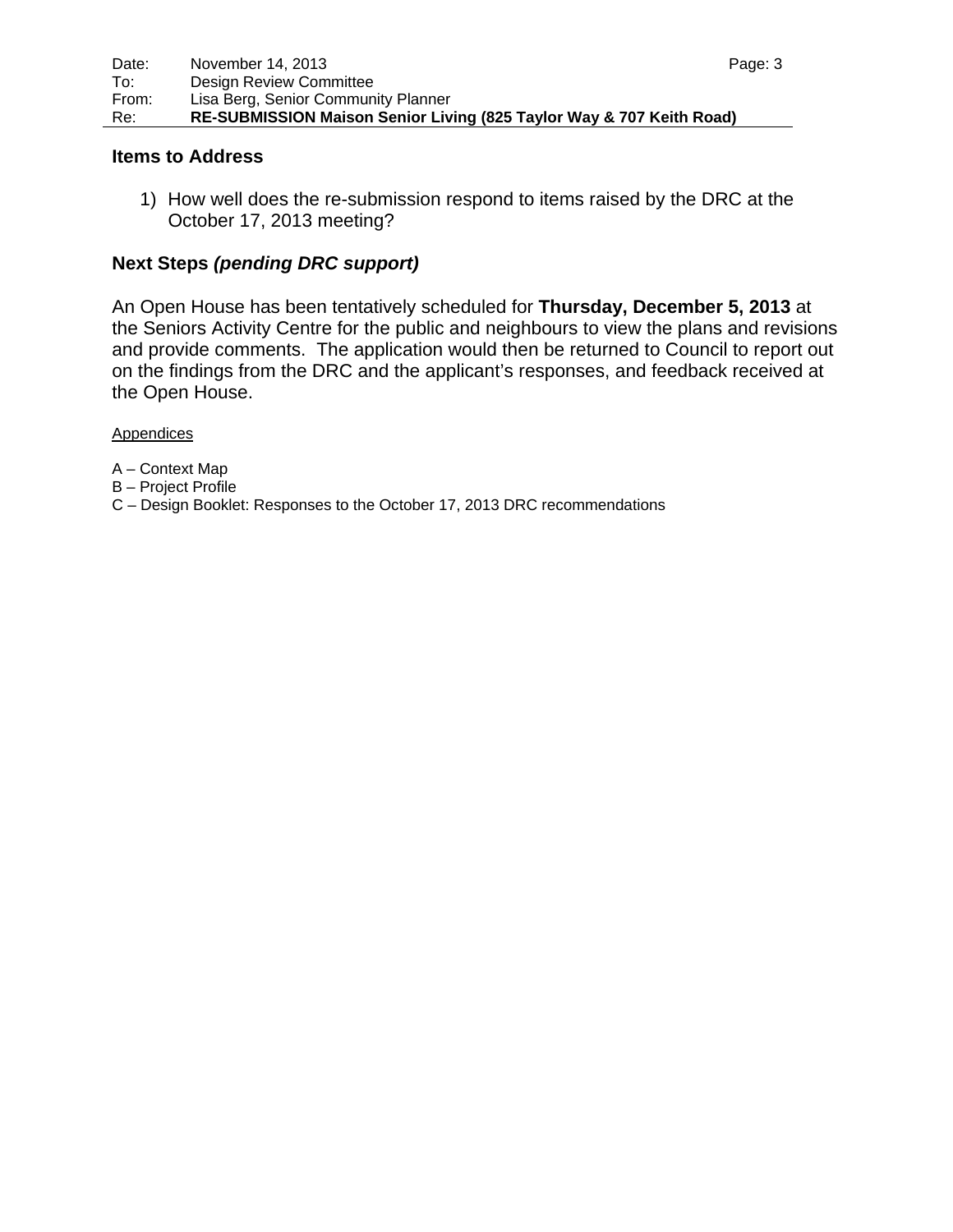## Items to Address

1) How well does the re-submission respond to items raised by the DRC at the October 17, 2013 meeting?

## Next Steps *(pending DRC support)*

An Open House has been tentatively scheduled for **Thursday, December 5, 2013** at the Seniors Activity Centre for the public and neighbours to view the plans and revisions and provide comments. The application would then be returned to Council to report out on the findings from the DRC and the applicant's responses, and feedback received at the Open House.

Appendices

A – Context Map
B – Project Profile
C – Design Booklet: Responses to the October 17, 2013 DRC recommendations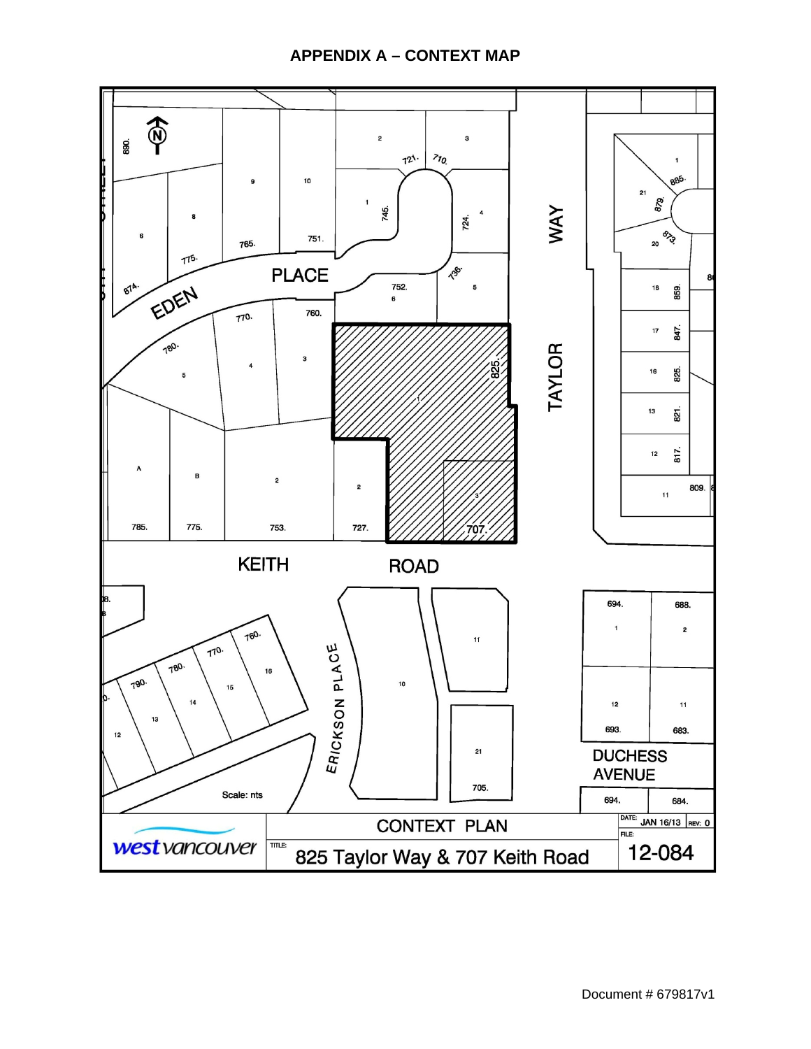**APPENDIX A – CONTEXT MAP**

EDEN PLACE

TAYLOR WAY

KEITH ROAD

ERICKSON PLACE

DUCHESS AVENUE

Scale: nts

westvancouver

CONTEXT PLAN

TITLE: 825 Taylor Way & 707 Keith Road

DATE: JAN 16/13 REV: 0

FILE: 12-084

Document # 679817v1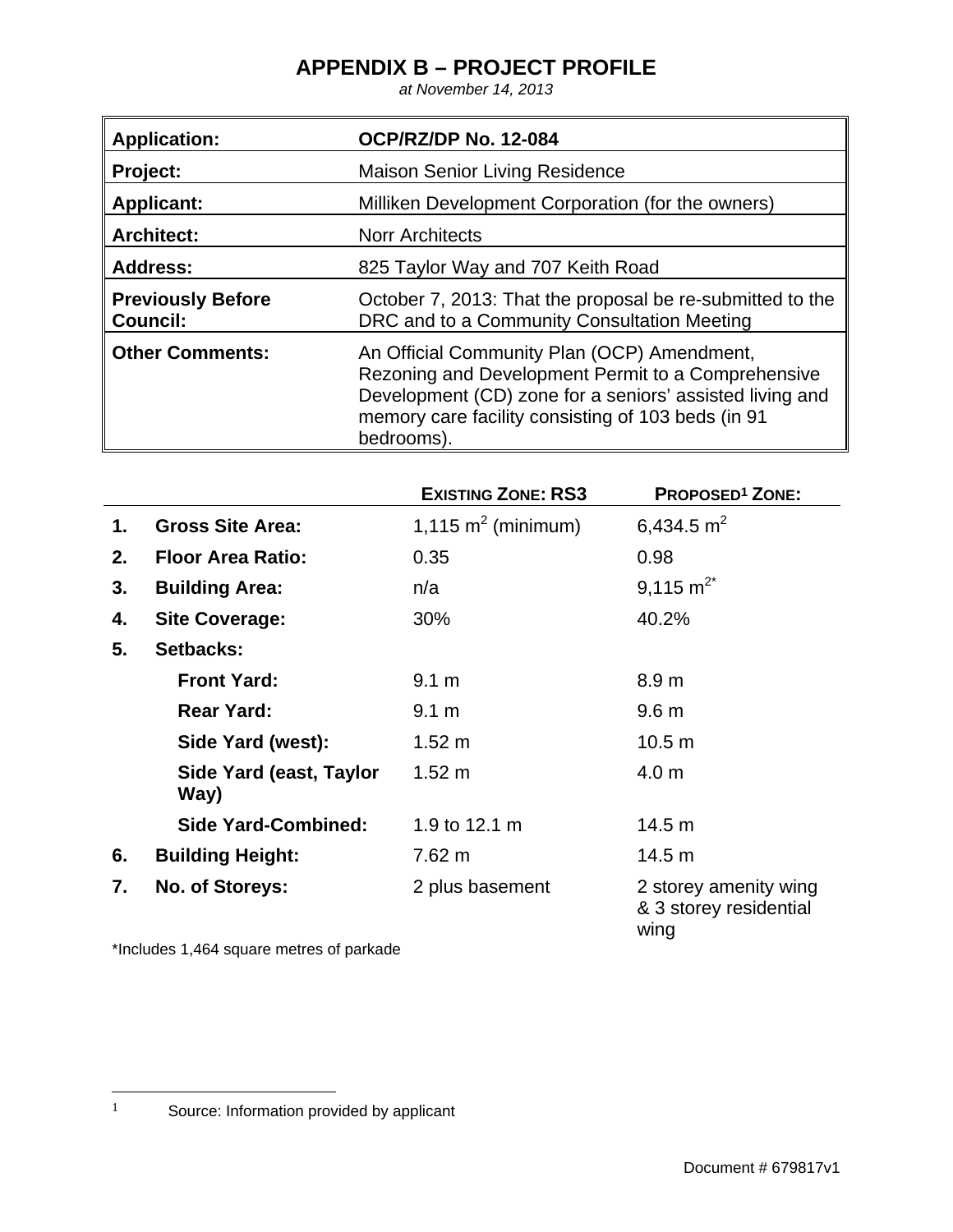# APPENDIX B – PROJECT PROFILE

*at November 14, 2013*

| | |
|---|---|
| **Application:** | **OCP/RZ/DP No. 12-084** |
| **Project:** | Maison Senior Living Residence |
| **Applicant:** | Milliken Development Corporation (for the owners) |
| **Architect:** | Norr Architects |
| **Address:** | 825 Taylor Way and 707 Keith Road |
| **Previously Before Council:** | October 7, 2013: That the proposal be re-submitted to the DRC and to a Community Consultation Meeting |
| **Other Comments:** | An Official Community Plan (OCP) Amendment, Rezoning and Development Permit to a Comprehensive Development (CD) zone for a seniors' assisted living and memory care facility consisting of 103 beds (in 91 bedrooms). |

| | | EXISTING ZONE: RS3 | PROPOSED[1] ZONE: |
|---|---|---|---|
| **1.** | **Gross Site Area:** | 1,115 $m^2$ (minimum) | 6,434.5 $m^2$ |
| **2.** | **Floor Area Ratio:** | 0.35 | 0.98 |
| **3.** | **Building Area:** | n/a | 9,115 $m^{2*}$ |
| **4.** | **Site Coverage:** | 30% | 40.2% |
| **5.** | **Setbacks:** | | |
| | **Front Yard:** | 9.1 m | 8.9 m |
| | **Rear Yard:** | 9.1 m | 9.6 m |
| | **Side Yard (west):** | 1.52 m | 10.5 m |
| | **Side Yard (east, Taylor Way)** | 1.52 m | 4.0 m |
| | **Side Yard-Combined:** | 1.9 to 12.1 m | 14.5 m |
| **6.** | **Building Height:** | 7.62 m | 14.5 m |
| **7.** | **No. of Storeys:** | 2 plus basement | 2 storey amenity wing & 3 storey residential wing |

*Includes 1,464 square metres of parkade

[1] Source: Information provided by applicant

Document # 679817v1